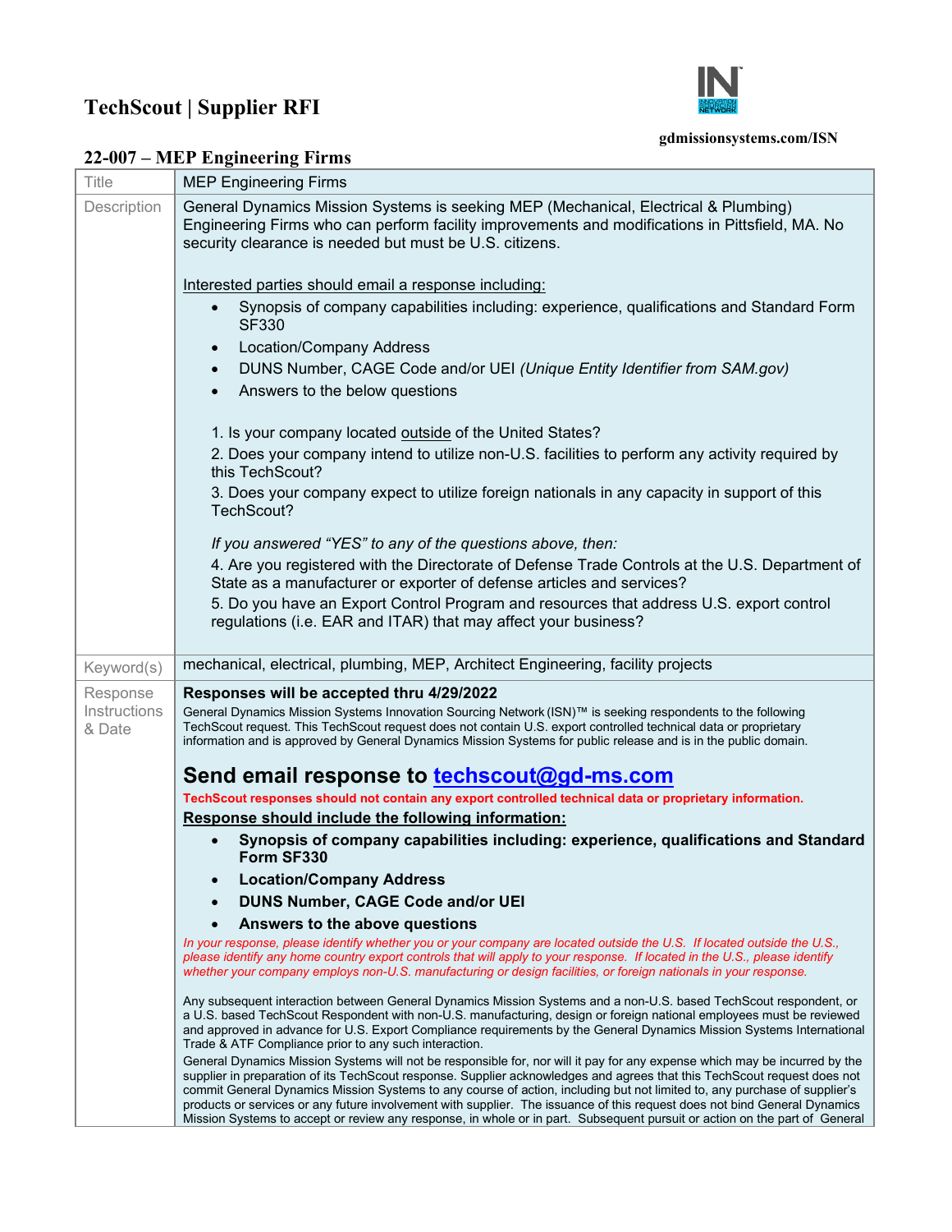# TechScout | Supplier RFI

gdmissionsystems.com/ISN

## 22-007 – MEP Engineering Firms

| Title | MEP Engineering Firms |
|---|---|
| Description | General Dynamics Mission Systems is seeking MEP (Mechanical, Electrical & Plumbing) Engineering Firms who can perform facility improvements and modifications in Pittsfield, MA. No security clearance is needed but must be U.S. citizens.<br><br>Interested parties should email a response including:<br>• Synopsis of company capabilities including: experience, qualifications and Standard Form SF330<br>• Location/Company Address<br>• DUNS Number, CAGE Code and/or UEI *(Unique Entity Identifier from SAM.gov)*<br>• Answers to the below questions<br><br>1. Is your company located outside of the United States?<br>2. Does your company intend to utilize non-U.S. facilities to perform any activity required by this TechScout?<br>3. Does your company expect to utilize foreign nationals in any capacity in support of this TechScout?<br><br>*If you answered "YES" to any of the questions above, then:*<br>4. Are you registered with the Directorate of Defense Trade Controls at the U.S. Department of State as a manufacturer or exporter of defense articles and services?<br>5. Do you have an Export Control Program and resources that address U.S. export control regulations (i.e. EAR and ITAR) that may affect your business? |
| Keyword(s) | mechanical, electrical, plumbing, MEP, Architect Engineering, facility projects |
| Response Instructions & Date | **Responses will be accepted thru 4/29/2022**<br>General Dynamics Mission Systems Innovation Sourcing Network (ISN)™ is seeking respondents to the following TechScout request. This TechScout request does not contain U.S. export controlled technical data or proprietary information and is approved by General Dynamics Mission Systems for public release and is in the public domain.<br><br>**Send email response to techscout@gd-ms.com**<br>**TechScout responses should not contain any export controlled technical data or proprietary information.**<br>**Response should include the following information:**<br>• **Synopsis of company capabilities including: experience, qualifications and Standard Form SF330**<br>• **Location/Company Address**<br>• **DUNS Number, CAGE Code and/or UEI**<br>• **Answers to the above questions**<br>*In your response, please identify whether you or your company are located outside the U.S. If located outside the U.S., please identify any home country export controls that will apply to your response. If located in the U.S., please identify whether your company employs non-U.S. manufacturing or design facilities, or foreign nationals in your response.*<br><br>Any subsequent interaction between General Dynamics Mission Systems and a non-U.S. based TechScout respondent, or a U.S. based TechScout Respondent with non-U.S. manufacturing, design or foreign national employees must be reviewed and approved in advance for U.S. Export Compliance requirements by the General Dynamics Mission Systems International Trade & ATF Compliance prior to any such interaction.<br>General Dynamics Mission Systems will not be responsible for, nor will it pay for any expense which may be incurred by the supplier in preparation of its TechScout response. Supplier acknowledges and agrees that this TechScout request does not commit General Dynamics Mission Systems to any course of action, including but not limited to, any purchase of supplier's products or services or any future involvement with supplier. The issuance of this request does not bind General Dynamics Mission Systems to accept or review any response, in whole or in part. Subsequent pursuit or action on the part of General |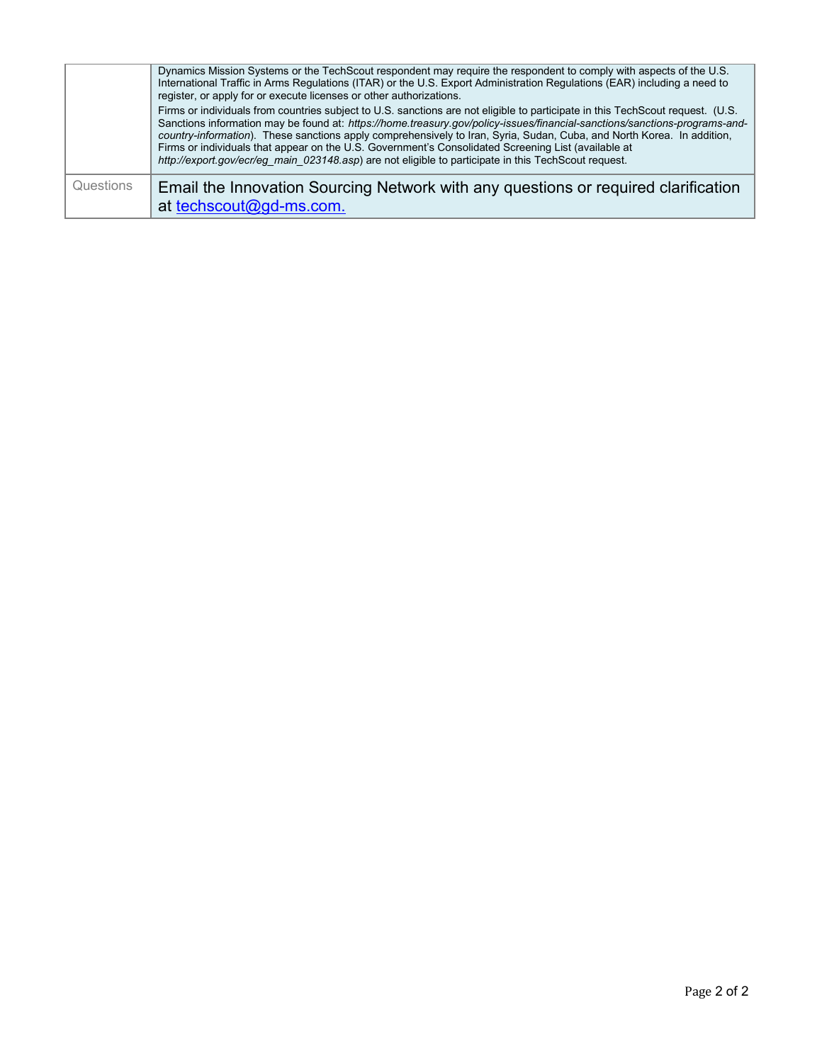| | |
|---|---|
| | Dynamics Mission Systems or the TechScout respondent may require the respondent to comply with aspects of the U.S. International Traffic in Arms Regulations (ITAR) or the U.S. Export Administration Regulations (EAR) including a need to register, or apply for or execute licenses or other authorizations.<br><br>Firms or individuals from countries subject to U.S. sanctions are not eligible to participate in this TechScout request. (U.S. Sanctions information may be found at: *https://home.treasury.gov/policy-issues/financial-sanctions/sanctions-programs-and-country-information*). These sanctions apply comprehensively to Iran, Syria, Sudan, Cuba, and North Korea. In addition, Firms or individuals that appear on the U.S. Government's Consolidated Screening List (available at *http://export.gov/ecr/eg_main_023148.asp*) are not eligible to participate in this TechScout request. |
| Questions | Email the Innovation Sourcing Network with any questions or required clarification at techscout@gd-ms.com. |